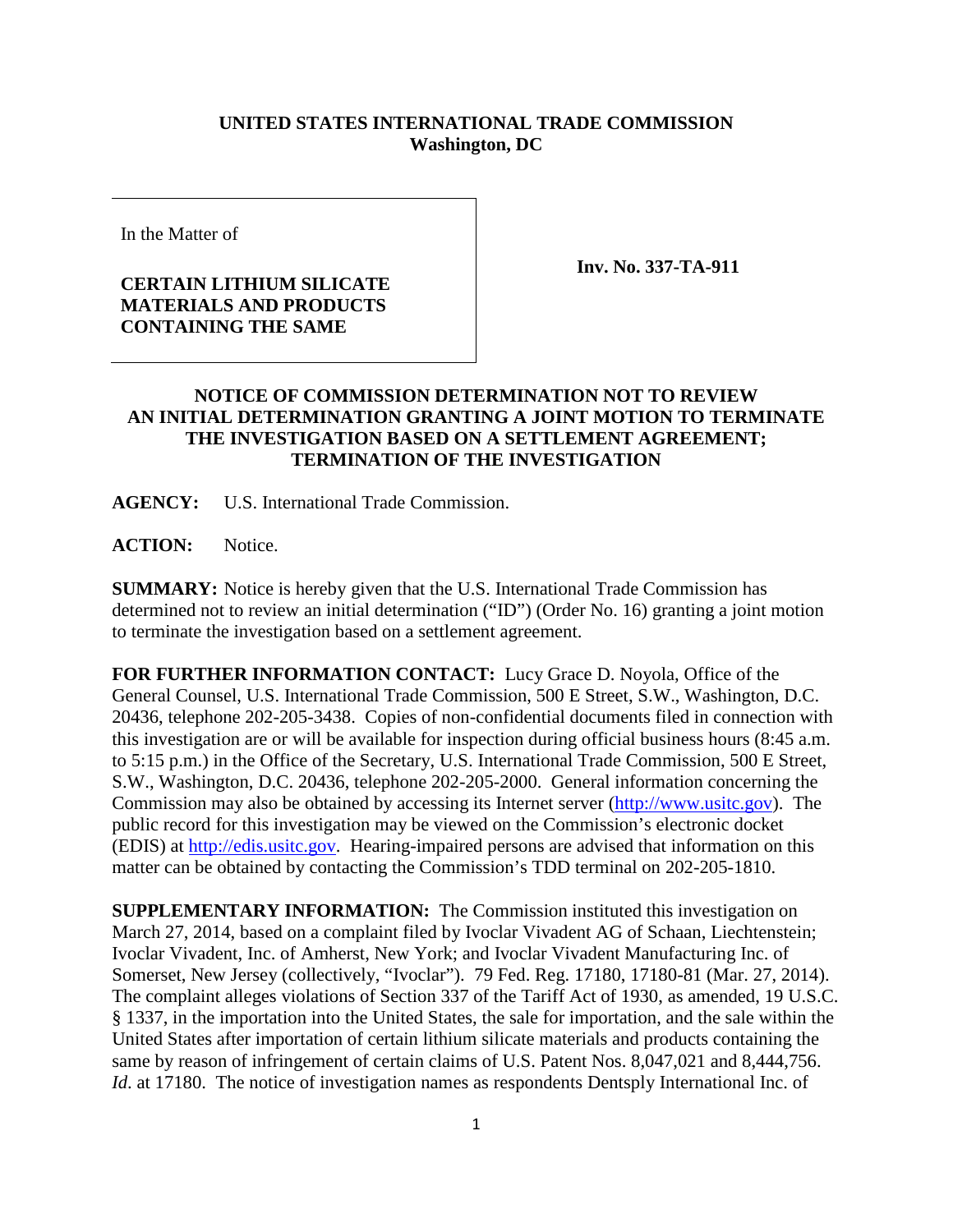**UNITED STATES INTERNATIONAL TRADE COMMISSION**
**Washington, DC**

In the Matter of

**CERTAIN LITHIUM SILICATE MATERIALS AND PRODUCTS CONTAINING THE SAME**

**Inv. No. 337-TA-911**

**NOTICE OF COMMISSION DETERMINATION NOT TO REVIEW AN INITIAL DETERMINATION GRANTING A JOINT MOTION TO TERMINATE THE INVESTIGATION BASED ON A SETTLEMENT AGREEMENT; TERMINATION OF THE INVESTIGATION**

**AGENCY:** U.S. International Trade Commission.

**ACTION:** Notice.

**SUMMARY:** Notice is hereby given that the U.S. International Trade Commission has determined not to review an initial determination ("ID") (Order No. 16) granting a joint motion to terminate the investigation based on a settlement agreement.

**FOR FURTHER INFORMATION CONTACT:** Lucy Grace D. Noyola, Office of the General Counsel, U.S. International Trade Commission, 500 E Street, S.W., Washington, D.C. 20436, telephone 202-205-3438. Copies of non-confidential documents filed in connection with this investigation are or will be available for inspection during official business hours (8:45 a.m. to 5:15 p.m.) in the Office of the Secretary, U.S. International Trade Commission, 500 E Street, S.W., Washington, D.C. 20436, telephone 202-205-2000. General information concerning the Commission may also be obtained by accessing its Internet server (http://www.usitc.gov). The public record for this investigation may be viewed on the Commission's electronic docket (EDIS) at http://edis.usitc.gov. Hearing-impaired persons are advised that information on this matter can be obtained by contacting the Commission's TDD terminal on 202-205-1810.

**SUPPLEMENTARY INFORMATION:** The Commission instituted this investigation on March 27, 2014, based on a complaint filed by Ivoclar Vivadent AG of Schaan, Liechtenstein; Ivoclar Vivadent, Inc. of Amherst, New York; and Ivoclar Vivadent Manufacturing Inc. of Somerset, New Jersey (collectively, "Ivoclar"). 79 Fed. Reg. 17180, 17180-81 (Mar. 27, 2014). The complaint alleges violations of Section 337 of the Tariff Act of 1930, as amended, 19 U.S.C. § 1337, in the importation into the United States, the sale for importation, and the sale within the United States after importation of certain lithium silicate materials and products containing the same by reason of infringement of certain claims of U.S. Patent Nos. 8,047,021 and 8,444,756. *Id.* at 17180. The notice of investigation names as respondents Dentsply International Inc. of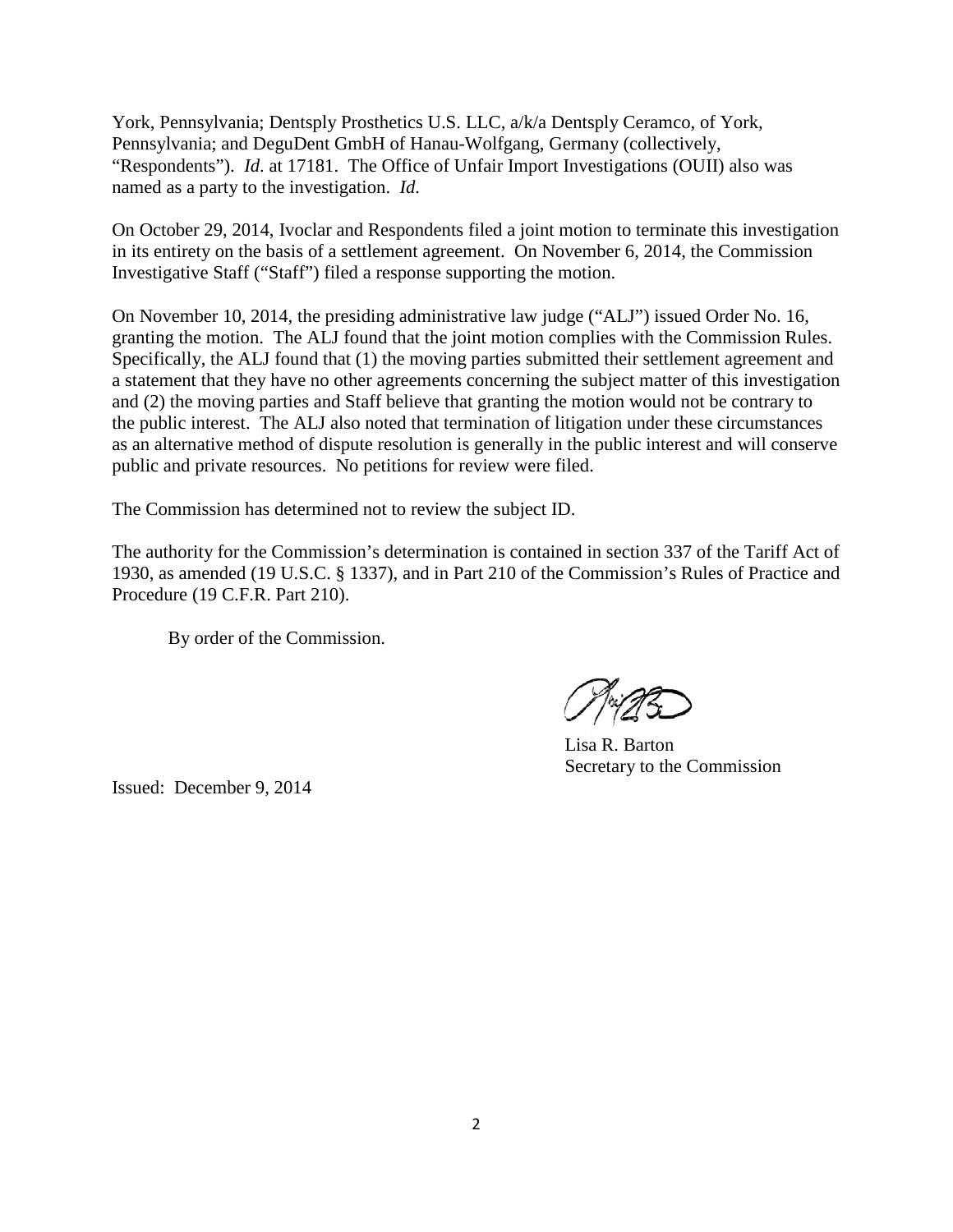York, Pennsylvania; Dentsply Prosthetics U.S. LLC, a/k/a Dentsply Ceramco, of York, Pennsylvania; and DeguDent GmbH of Hanau-Wolfgang, Germany (collectively, "Respondents"). *Id*. at 17181. The Office of Unfair Import Investigations (OUII) also was named as a party to the investigation. *Id*.

On October 29, 2014, Ivoclar and Respondents filed a joint motion to terminate this investigation in its entirety on the basis of a settlement agreement. On November 6, 2014, the Commission Investigative Staff ("Staff") filed a response supporting the motion.

On November 10, 2014, the presiding administrative law judge ("ALJ") issued Order No. 16, granting the motion. The ALJ found that the joint motion complies with the Commission Rules. Specifically, the ALJ found that (1) the moving parties submitted their settlement agreement and a statement that they have no other agreements concerning the subject matter of this investigation and (2) the moving parties and Staff believe that granting the motion would not be contrary to the public interest. The ALJ also noted that termination of litigation under these circumstances as an alternative method of dispute resolution is generally in the public interest and will conserve public and private resources. No petitions for review were filed.

The Commission has determined not to review the subject ID.

The authority for the Commission's determination is contained in section 337 of the Tariff Act of 1930, as amended (19 U.S.C. § 1337), and in Part 210 of the Commission's Rules of Practice and Procedure (19 C.F.R. Part 210).

By order of the Commission.

Lisa R. Barton
Secretary to the Commission

Issued: December 9, 2014